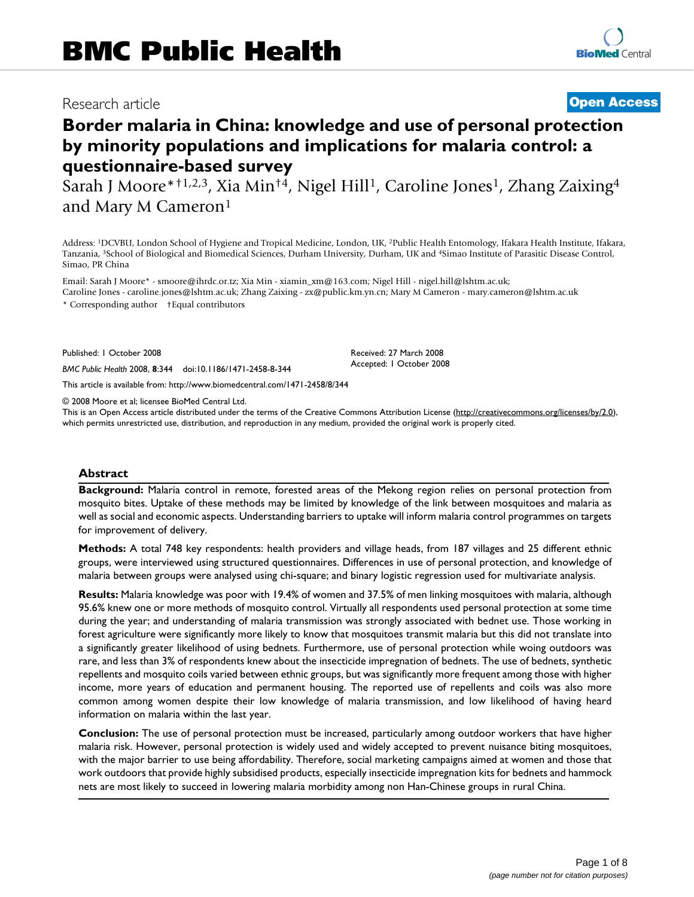# BMC Public Health

Research article

**Open Access**

# Border malaria in China: knowledge and use of personal protection by minority populations and implications for malaria control: a questionnaire-based survey

Sarah J Moore*†[1,2,3], Xia Min†[4], Nigel Hill[1], Caroline Jones[1], Zhang Zaixing[4] and Mary M Cameron[1]

Address: [1]DCVBU, London School of Hygiene and Tropical Medicine, London, UK, [2]Public Health Entomology, Ifakara Health Institute, Ifakara, Tanzania, [3]School of Biological and Biomedical Sciences, Durham University, Durham, UK and [4]Simao Institute of Parasitic Disease Control, Simao, PR China

Email: Sarah J Moore* - smoore@ihrdc.or.tz; Xia Min - xiamin_xm@163.com; Nigel Hill - nigel.hill@lshtm.ac.uk; Caroline Jones - caroline.jones@lshtm.ac.uk; Zhang Zaixing - zx@public.km.yn.cn; Mary M Cameron - mary.cameron@lshtm.ac.uk

\* Corresponding author †Equal contributors

Published: 1 October 2008

*BMC Public Health* 2008, **8**:344 doi:10.1186/1471-2458-8-344

Received: 27 March 2008
Accepted: 1 October 2008

This article is available from: http://www.biomedcentral.com/1471-2458/8/344

© 2008 Moore et al; licensee BioMed Central Ltd.
This is an Open Access article distributed under the terms of the Creative Commons Attribution License (http://creativecommons.org/licenses/by/2.0), which permits unrestricted use, distribution, and reproduction in any medium, provided the original work is properly cited.

## Abstract

**Background:** Malaria control in remote, forested areas of the Mekong region relies on personal protection from mosquito bites. Uptake of these methods may be limited by knowledge of the link between mosquitoes and malaria as well as social and economic aspects. Understanding barriers to uptake will inform malaria control programmes on targets for improvement of delivery.

**Methods:** A total 748 key respondents: health providers and village heads, from 187 villages and 25 different ethnic groups, were interviewed using structured questionnaires. Differences in use of personal protection, and knowledge of malaria between groups were analysed using chi-square; and binary logistic regression used for multivariate analysis.

**Results:** Malaria knowledge was poor with 19.4% of women and 37.5% of men linking mosquitoes with malaria, although 95.6% knew one or more methods of mosquito control. Virtually all respondents used personal protection at some time during the year; and understanding of malaria transmission was strongly associated with bednet use. Those working in forest agriculture were significantly more likely to know that mosquitoes transmit malaria but this did not translate into a significantly greater likelihood of using bednets. Furthermore, use of personal protection while woing outdoors was rare, and less than 3% of respondents knew about the insecticide impregnation of bednets. The use of bednets, synthetic repellents and mosquito coils varied between ethnic groups, but was significantly more frequent among those with higher income, more years of education and permanent housing. The reported use of repellents and coils was also more common among women despite their low knowledge of malaria transmission, and low likelihood of having heard information on malaria within the last year.

**Conclusion:** The use of personal protection must be increased, particularly among outdoor workers that have higher malaria risk. However, personal protection is widely used and widely accepted to prevent nuisance biting mosquitoes, with the major barrier to use being affordability. Therefore, social marketing campaigns aimed at women and those that work outdoors that provide highly subsidised products, especially insecticide impregnation kits for bednets and hammock nets are most likely to succeed in lowering malaria morbidity among non Han-Chinese groups in rural China.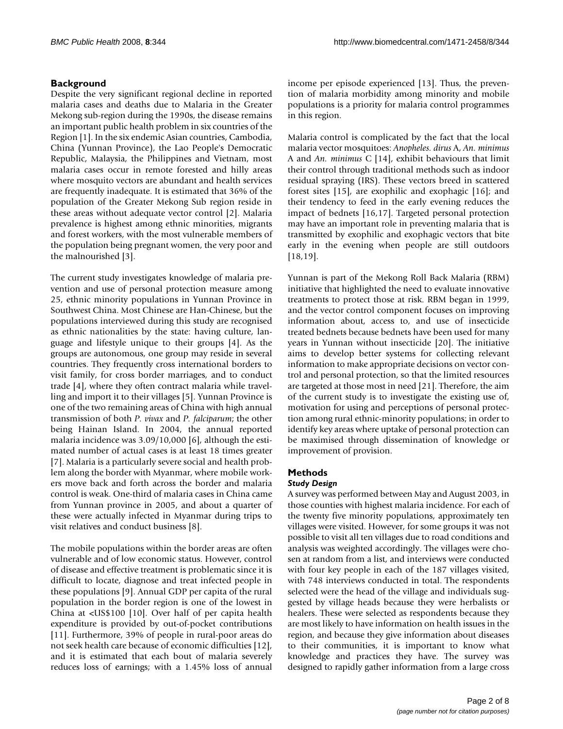## Background

Despite the very significant regional decline in reported malaria cases and deaths due to Malaria in the Greater Mekong sub-region during the 1990s, the disease remains an important public health problem in six countries of the Region [1]. In the six endemic Asian countries, Cambodia, China (Yunnan Province), the Lao People's Democratic Republic, Malaysia, the Philippines and Vietnam, most malaria cases occur in remote forested and hilly areas where mosquito vectors are abundant and health services are frequently inadequate. It is estimated that 36% of the population of the Greater Mekong Sub region reside in these areas without adequate vector control [2]. Malaria prevalence is highest among ethnic minorities, migrants and forest workers, with the most vulnerable members of the population being pregnant women, the very poor and the malnourished [3].

The current study investigates knowledge of malaria prevention and use of personal protection measure among 25, ethnic minority populations in Yunnan Province in Southwest China. Most Chinese are Han-Chinese, but the populations interviewed during this study are recognised as ethnic nationalities by the state: having culture, language and lifestyle unique to their groups [4]. As the groups are autonomous, one group may reside in several countries. They frequently cross international borders to visit family, for cross border marriages, and to conduct trade [4], where they often contract malaria while travelling and import it to their villages [5]. Yunnan Province is one of the two remaining areas of China with high annual transmission of both *P. vivax* and *P. falciparum*; the other being Hainan Island. In 2004, the annual reported malaria incidence was 3.09/10,000 [6], although the estimated number of actual cases is at least 18 times greater [7]. Malaria is a particularly severe social and health problem along the border with Myanmar, where mobile workers move back and forth across the border and malaria control is weak. One-third of malaria cases in China came from Yunnan province in 2005, and about a quarter of these were actually infected in Myanmar during trips to visit relatives and conduct business [8].

The mobile populations within the border areas are often vulnerable and of low economic status. However, control of disease and effective treatment is problematic since it is difficult to locate, diagnose and treat infected people in these populations [9]. Annual GDP per capita of the rural population in the border region is one of the lowest in China at <US$100 [10]. Over half of per capita health expenditure is provided by out-of-pocket contributions [11]. Furthermore, 39% of people in rural-poor areas do not seek health care because of economic difficulties [12], and it is estimated that each bout of malaria severely reduces loss of earnings; with a 1.45% loss of annual income per episode experienced [13]. Thus, the prevention of malaria morbidity among minority and mobile populations is a priority for malaria control programmes in this region.

Malaria control is complicated by the fact that the local malaria vector mosquitoes: *Anopheles. dirus* A, *An. minimus* A and *An. minimus* C [14], exhibit behaviours that limit their control through traditional methods such as indoor residual spraying (IRS). These vectors breed in scattered forest sites [15], are exophilic and exophagic [16]; and their tendency to feed in the early evening reduces the impact of bednets [16,17]. Targeted personal protection may have an important role in preventing malaria that is transmitted by exophilic and exophagic vectors that bite early in the evening when people are still outdoors [18,19].

Yunnan is part of the Mekong Roll Back Malaria (RBM) initiative that highlighted the need to evaluate innovative treatments to protect those at risk. RBM began in 1999, and the vector control component focuses on improving information about, access to, and use of insecticide treated bednets because bednets have been used for many years in Yunnan without insecticide [20]. The initiative aims to develop better systems for collecting relevant information to make appropriate decisions on vector control and personal protection, so that the limited resources are targeted at those most in need [21]. Therefore, the aim of the current study is to investigate the existing use of, motivation for using and perceptions of personal protection among rural ethnic-minority populations; in order to identify key areas where uptake of personal protection can be maximised through dissemination of knowledge or improvement of provision.

## Methods

### *Study Design*

A survey was performed between May and August 2003, in those counties with highest malaria incidence. For each of the twenty five minority populations, approximately ten villages were visited. However, for some groups it was not possible to visit all ten villages due to road conditions and analysis was weighted accordingly. The villages were chosen at random from a list, and interviews were conducted with four key people in each of the 187 villages visited, with 748 interviews conducted in total. The respondents selected were the head of the village and individuals suggested by village heads because they were herbalists or healers. These were selected as respondents because they are most likely to have information on health issues in the region, and because they give information about diseases to their communities, it is important to know what knowledge and practices they have. The survey was designed to rapidly gather information from a large cross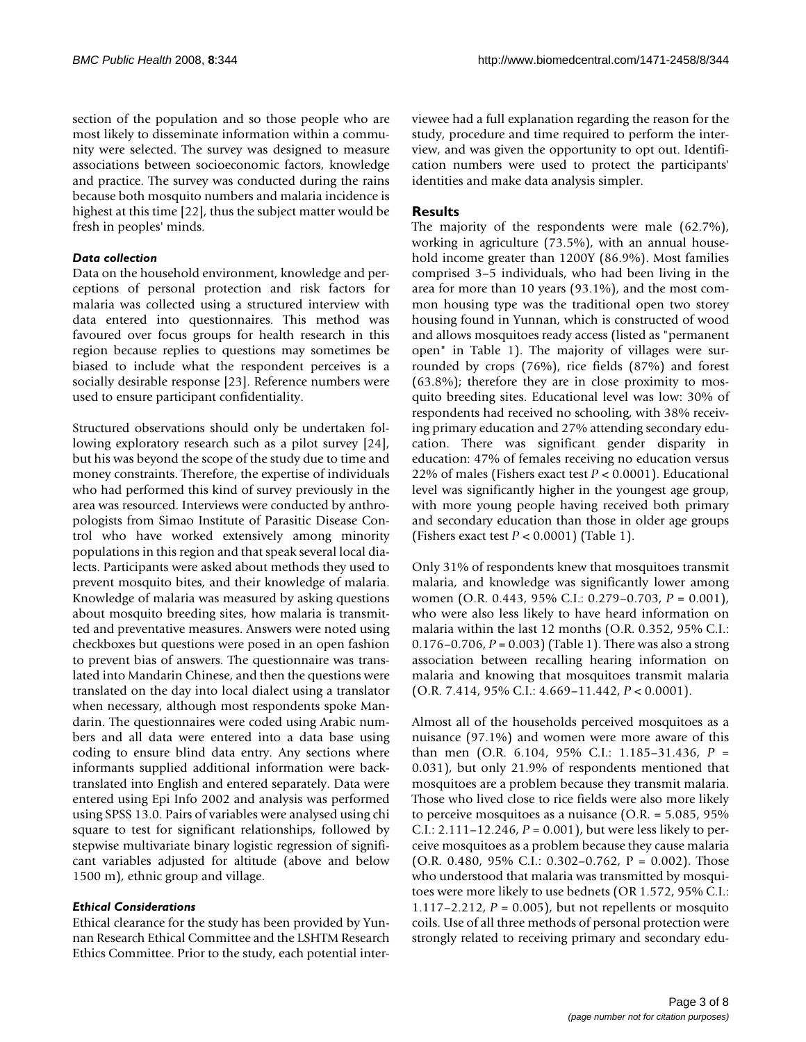section of the population and so those people who are most likely to disseminate information within a community were selected. The survey was designed to measure associations between socioeconomic factors, knowledge and practice. The survey was conducted during the rains because both mosquito numbers and malaria incidence is highest at this time [22], thus the subject matter would be fresh in peoples' minds.

### *Data collection*

Data on the household environment, knowledge and perceptions of personal protection and risk factors for malaria was collected using a structured interview with data entered into questionnaires. This method was favoured over focus groups for health research in this region because replies to questions may sometimes be biased to include what the respondent perceives is a socially desirable response [23]. Reference numbers were used to ensure participant confidentiality.

Structured observations should only be undertaken following exploratory research such as a pilot survey [24], but his was beyond the scope of the study due to time and money constraints. Therefore, the expertise of individuals who had performed this kind of survey previously in the area was resourced. Interviews were conducted by anthropologists from Simao Institute of Parasitic Disease Control who have worked extensively among minority populations in this region and that speak several local dialects. Participants were asked about methods they used to prevent mosquito bites, and their knowledge of malaria. Knowledge of malaria was measured by asking questions about mosquito breeding sites, how malaria is transmitted and preventative measures. Answers were noted using checkboxes but questions were posed in an open fashion to prevent bias of answers. The questionnaire was translated into Mandarin Chinese, and then the questions were translated on the day into local dialect using a translator when necessary, although most respondents spoke Mandarin. The questionnaires were coded using Arabic numbers and all data were entered into a data base using coding to ensure blind data entry. Any sections where informants supplied additional information were back-translated into English and entered separately. Data were entered using Epi Info 2002 and analysis was performed using SPSS 13.0. Pairs of variables were analysed using chi square to test for significant relationships, followed by stepwise multivariate binary logistic regression of significant variables adjusted for altitude (above and below 1500 m), ethnic group and village.

### *Ethical Considerations*

Ethical clearance for the study has been provided by Yunnan Research Ethical Committee and the LSHTM Research Ethics Committee. Prior to the study, each potential interviewee had a full explanation regarding the reason for the study, procedure and time required to perform the interview, and was given the opportunity to opt out. Identification numbers were used to protect the participants' identities and make data analysis simpler.

## Results

The majority of the respondents were male (62.7%), working in agriculture (73.5%), with an annual household income greater than 1200Y (86.9%). Most families comprised 3–5 individuals, who had been living in the area for more than 10 years (93.1%), and the most common housing type was the traditional open two storey housing found in Yunnan, which is constructed of wood and allows mosquitoes ready access (listed as "permanent open" in Table 1). The majority of villages were surrounded by crops (76%), rice fields (87%) and forest (63.8%); therefore they are in close proximity to mosquito breeding sites. Educational level was low: 30% of respondents had received no schooling, with 38% receiving primary education and 27% attending secondary education. There was significant gender disparity in education: 47% of females receiving no education versus 22% of males (Fishers exact test $P < 0.0001$). Educational level was significantly higher in the youngest age group, with more young people having received both primary and secondary education than those in older age groups (Fishers exact test $P < 0.0001$) (Table 1).

Only 31% of respondents knew that mosquitoes transmit malaria, and knowledge was significantly lower among women (O.R. 0.443, 95% C.I.: 0.279–0.703, $P = 0.001$), who were also less likely to have heard information on malaria within the last 12 months (O.R. 0.352, 95% C.I.: 0.176–0.706, $P = 0.003$) (Table 1). There was also a strong association between recalling hearing information on malaria and knowing that mosquitoes transmit malaria (O.R. 7.414, 95% C.I.: 4.669–11.442, $P < 0.0001$).

Almost all of the households perceived mosquitoes as a nuisance (97.1%) and women were more aware of this than men (O.R. 6.104, 95% C.I.: 1.185–31.436, $P = 0.031$), but only 21.9% of respondents mentioned that mosquitoes are a problem because they transmit malaria. Those who lived close to rice fields were also more likely to perceive mosquitoes as a nuisance (O.R. = 5.085, 95% C.I.: 2.111–12.246, $P = 0.001$), but were less likely to perceive mosquitoes as a problem because they cause malaria (O.R. 0.480, 95% C.I.: 0.302–0.762, P = 0.002). Those who understood that malaria was transmitted by mosquitoes were more likely to use bednets (OR 1.572, 95% C.I.: 1.117–2.212, $P = 0.005$), but not repellents or mosquito coils. Use of all three methods of personal protection were strongly related to receiving primary and secondary edu-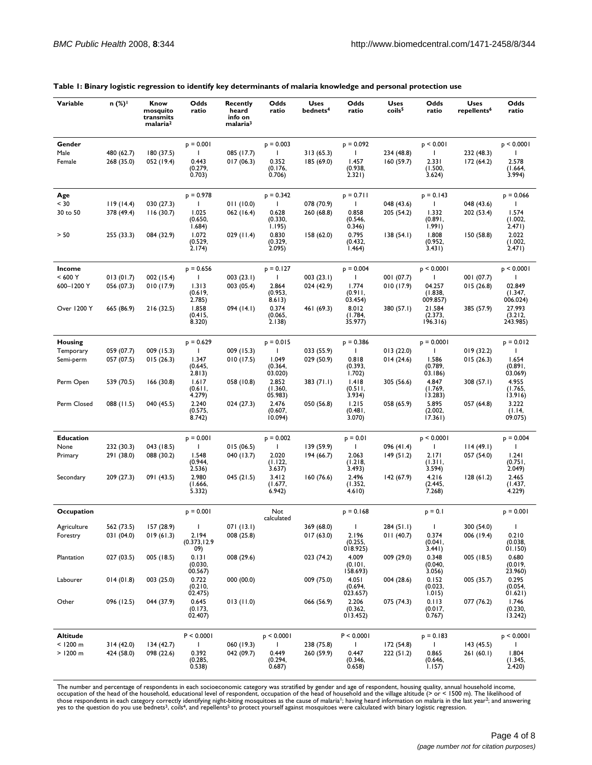**Table 1: Binary logistic regression to identify key determinants of malaria knowledge and personal protection use**

| Variable | n (%)[1] | Know mosquito transmits malaria[2] | Odds ratio | Recently heard info on malaria[3] | Odds ratio | Uses bednets[4] | Odds ratio | Uses coils[5] | Odds ratio | Uses repellents[6] | Odds ratio |
|---|---|---|---|---|---|---|---|---|---|---|---|
| **Gender** | | | p = 0.001 | | p = 0.003 | | p = 0.092 | | p < 0.001 | | p < 0.0001 |
| Male | 480 (62.7) | 180 (37.5) | 1 | 085 (17.7) | 1 | 313 (65.3) | 1 | 234 (48.8) | 1 | 232 (48.3) | 1 |
| Female | 268 (35.0) | 052 (19.4) | 0.443 (0.279, 0.703) | 017 (06.3) | 0.352 (0.176, 0.706) | 185 (69.0) | 1.457 (0.938, 2.321) | 160 (59.7) | 2.331 (1.500, 3.624) | 172 (64.2) | 2.578 (1.664, 3.994) |
| **Age** | | | p = 0.978 | | p = 0.342 | | p = 0.711 | | p = 0.143 | | p = 0.066 |
| < 30 | 119 (14.4) | 030 (27.3) | 1 | 011 (10.0) | 1 | 078 (70.9) | 1 | 048 (43.6) | 1 | 048 (43.6) | 1 |
| 30 to 50 | 378 (49.4) | 116 (30.7) | 1.025 (0.650, 1.684) | 062 (16.4) | 0.628 (0.330, 1.195) | 260 (68.8) | 0.858 (0.546, 0.346) | 205 (54.2) | 1.332 (0.891, 1.991) | 202 (53.4) | 1.574 (1.002, 2.471) |
| > 50 | 255 (33.3) | 084 (32.9) | 1.072 (0.529, 2.174) | 029 (11.4) | 0.830 (0.329, 2.095) | 158 (62.0) | 0.795 (0.432, 1.464) | 138 (54.1) | 1.808 (0.952, 3.431) | 150 (58.8) | 2.022 (1.002, 2.471) |
| **Income** | | | p = 0.656 | | p = 0.127 | | p = 0.004 | | p < 0.0001 | | p < 0.0001 |
| < 600 Y | 013 (01.7) | 002 (15.4) | 1 | 003 (23.1) | 1 | 003 (23.1) | 1 | 001 (07.7) | 1 | 001 (07.7) | 1 |
| 600–1200 Y | 056 (07.3) | 010 (17.9) | 1.313 (0.619, 2.785) | 003 (05.4) | 2.864 (0.953, 8.613) | 024 (42.9) | 1.774 (0.911, 03.454) | 010 (17.9) | 04.257 (1.838, 009.857) | 015 (26.8) | 02.849 (1.347, 006.024) |
| Over 1200 Y | 665 (86.9) | 216 (32.5) | 1.858 (0.415, 8.320) | 094 (14.1) | 0.374 (0.065, 2.138) | 461 (69.3) | 8.012 (1.784, 35.977) | 380 (57.1) | 21.584 (2.373, 196.316) | 385 (57.9) | 27.993 (3.212, 243.985) |
| **Housing** | | | p = 0.629 | | p = 0.015 | | p = 0.386 | | p = 0.0001 | | p = 0.012 |
| Temporary | 059 (07.7) | 009 (15.3) | 1 | 009 (15.3) | 1 | 033 (55.9) | 1 | 013 (22.0) | 1 | 019 (32.2) | 1 |
| Semi-perm | 057 (07.5) | 015 (26.3) | 1.347 (0.645, 2.813) | 010 (17.5) | 1.049 (0.364, 03.020) | 029 (50.9) | 0.818 (0.393, 1.702) | 014 (24.6) | 1.586 (0.789, 03.186) | 015 (26.3) | 1.654 (0.891, 03.069) |
| Perm Open | 539 (70.5) | 166 (30.8) | 1.617 (0.611, 4.279) | 058 (10.8) | 2.852 (1.360, 05.983) | 383 (71.1) | 1.418 (0.511, 3.934) | 305 (56.6) | 4.847 (1.769, 13.283) | 308 (57.1) | 4.955 (1.765, 13.916) |
| Perm Closed | 088 (11.5) | 040 (45.5) | 2.240 (0.575, 8.742) | 024 (27.3) | 2.476 (0.607, 10.094) | 050 (56.8) | 1.215 (0.481, 3.070) | 058 (65.9) | 5.895 (2.002, 17.361) | 057 (64.8) | 3.222 (1.14, 09.075) |
| **Education** | | | p = 0.001 | | p = 0.002 | | p = 0.01 | | p < 0.0001 | | p = 0.004 |
| None | 232 (30.3) | 043 (18.5) | 1 | 015 (06.5) | 1 | 139 (59.9) | 1 | 096 (41.4) | 1 | 114 (49.1) | 1 |
| Primary | 291 (38.0) | 088 (30.2) | 1.548 (0.944, 2.536) | 040 (13.7) | 2.020 (1.122, 3.637) | 194 (66.7) | 2.063 (1.218, 3.493) | 149 (51.2) | 2.171 (1.311, 3.594) | 057 (54.0) | 1.241 (0.751, 2.049) |
| Secondary | 209 (27.3) | 091 (43.5) | 2.980 (1.666, 5.332) | 045 (21.5) | 3.412 (1.677, 6.942) | 160 (76.6) | 2.496 (1.352, 4.610) | 142 (67.9) | 4.216 (2.445, 7.268) | 128 (61.2) | 2.465 (1.437, 4.229) |
| **Occupation** | | | p = 0.001 | | Not calculated | | p = 0.168 | | p = 0.1 | | p = 0.001 |
| Agriculture | 562 (73.5) | 157 (28.9) | 1 | 071 (13.1) | | 369 (68.0) | 1 | 284 (51.1) | 1 | 300 (54.0) | 1 |
| Forestry | 031 (04.0) | 019 (61.3) | 2.194 (0.373,12.909) | 008 (25.8) | | 017 (63.0) | 2.196 (0.255, 018.925) | 011 (40.7) | 0.374 (0.041, 3.441) | 006 (19.4) | 0.210 (0.038, 01.150) |
| Plantation | 027 (03.5) | 005 (18.5) | 0.131 (0.030, 00.567) | 008 (29.6) | | 023 (74.2) | 4.009 (0.101, 158.693) | 009 (29.0) | 0.348 (0.040, 3.056) | 005 (18.5) | 0.680 (0.019, 23.960) |
| Labourer | 014 (01.8) | 003 (25.0) | 0.722 (0.210, 02.475) | 000 (00.0) | | 009 (75.0) | 4.051 (0.694, 023.657) | 004 (28.6) | 0.152 (0.023, 1.015) | 005 (35.7) | 0.295 (0.054, 01.621) |
| Other | 096 (12.5) | 044 (37.9) | 0.645 (0.173, 02.407) | 013 (11.0) | | 066 (56.9) | 2.206 (0.362, 013.452) | 075 (74.3) | 0.113 (0.017, 0.767) | 077 (76.2) | 1.746 (0.230, 13.242) |
| **Altitude** | | | P < 0.0001 | | p < 0.0001 | | P < 0.0001 | | p = 0.183 | | p < 0.0001 |
| < 1200 m | 314 (42.0) | 134 (42.7) | 1 | 060 (19.3) | 1 | 238 (75.8) | 1 | 172 (54.8) | 1 | 143 (45.5) | 1 |
| > 1200 m | 424 (58.0) | 098 (22.6) | 0.392 (0.285, 0.538) | 042 (09.7) | 0.449 (0.294, 0.687) | 260 (59.9) | 0.447 (0.346, 0.658) | 222 (51.2) | 0.865 (0.646, 1.157) | 261 (60.1) | 1.804 (1.345, 2.420) |

The number and percentage of respondents in each socioeconomic category was stratified by gender and age of respondent, housing quality, annual household income, occupation of the head of the household, educational level of respondent, occupation of the head of household and the village altitude (> or < 1500 m). The likelihood of those respondents in each category correctly identifying night-biting mosquitoes as the cause of malaria[1]; having heard information on malaria in the last year[2]; and answering yes to the question do you use bednets[3], coils[4], and repellents[5] to protect yourself against mosquitoes were calculated with binary logistic regression.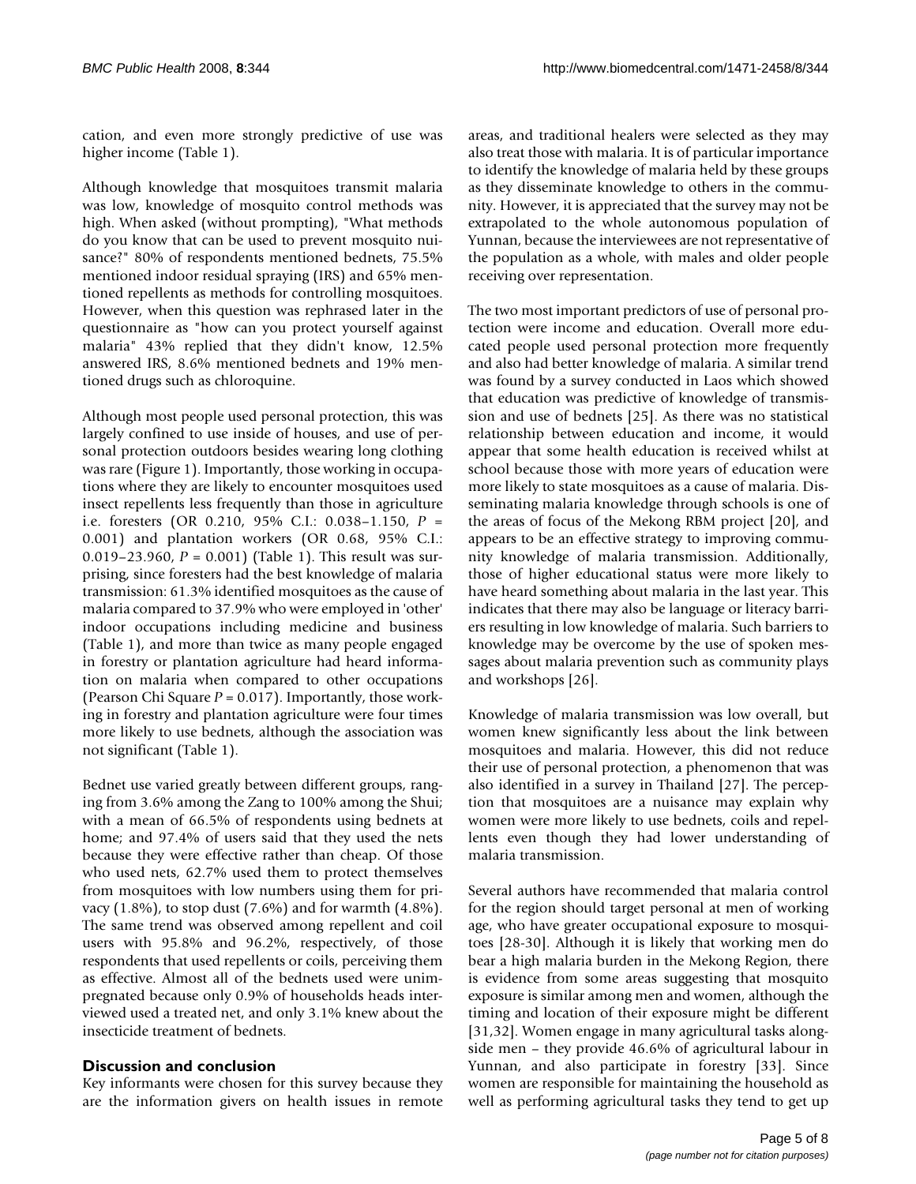cation, and even more strongly predictive of use was higher income (Table 1).

Although knowledge that mosquitoes transmit malaria was low, knowledge of mosquito control methods was high. When asked (without prompting), "What methods do you know that can be used to prevent mosquito nuisance?" 80% of respondents mentioned bednets, 75.5% mentioned indoor residual spraying (IRS) and 65% mentioned repellents as methods for controlling mosquitoes. However, when this question was rephrased later in the questionnaire as "how can you protect yourself against malaria" 43% replied that they didn't know, 12.5% answered IRS, 8.6% mentioned bednets and 19% mentioned drugs such as chloroquine.

Although most people used personal protection, this was largely confined to use inside of houses, and use of personal protection outdoors besides wearing long clothing was rare (Figure 1). Importantly, those working in occupations where they are likely to encounter mosquitoes used insect repellents less frequently than those in agriculture i.e. foresters (OR 0.210, 95% C.I.: 0.038–1.150, $P$ = 0.001) and plantation workers (OR 0.68, 95% C.I.: 0.019–23.960, $P$ = 0.001) (Table 1). This result was surprising, since foresters had the best knowledge of malaria transmission: 61.3% identified mosquitoes as the cause of malaria compared to 37.9% who were employed in 'other' indoor occupations including medicine and business (Table 1), and more than twice as many people engaged in forestry or plantation agriculture had heard information on malaria when compared to other occupations (Pearson Chi Square $P$ = 0.017). Importantly, those working in forestry and plantation agriculture were four times more likely to use bednets, although the association was not significant (Table 1).

Bednet use varied greatly between different groups, ranging from 3.6% among the Zang to 100% among the Shui; with a mean of 66.5% of respondents using bednets at home; and 97.4% of users said that they used the nets because they were effective rather than cheap. Of those who used nets, 62.7% used them to protect themselves from mosquitoes with low numbers using them for privacy (1.8%), to stop dust (7.6%) and for warmth (4.8%). The same trend was observed among repellent and coil users with 95.8% and 96.2%, respectively, of those respondents that used repellents or coils, perceiving them as effective. Almost all of the bednets used were unimpregnated because only 0.9% of households heads interviewed used a treated net, and only 3.1% knew about the insecticide treatment of bednets.

## Discussion and conclusion

Key informants were chosen for this survey because they are the information givers on health issues in remote areas, and traditional healers were selected as they may also treat those with malaria. It is of particular importance to identify the knowledge of malaria held by these groups as they disseminate knowledge to others in the community. However, it is appreciated that the survey may not be extrapolated to the whole autonomous population of Yunnan, because the interviewees are not representative of the population as a whole, with males and older people receiving over representation.

The two most important predictors of use of personal protection were income and education. Overall more educated people used personal protection more frequently and also had better knowledge of malaria. A similar trend was found by a survey conducted in Laos which showed that education was predictive of knowledge of transmission and use of bednets [25]. As there was no statistical relationship between education and income, it would appear that some health education is received whilst at school because those with more years of education were more likely to state mosquitoes as a cause of malaria. Disseminating malaria knowledge through schools is one of the areas of focus of the Mekong RBM project [20], and appears to be an effective strategy to improving community knowledge of malaria transmission. Additionally, those of higher educational status were more likely to have heard something about malaria in the last year. This indicates that there may also be language or literacy barriers resulting in low knowledge of malaria. Such barriers to knowledge may be overcome by the use of spoken messages about malaria prevention such as community plays and workshops [26].

Knowledge of malaria transmission was low overall, but women knew significantly less about the link between mosquitoes and malaria. However, this did not reduce their use of personal protection, a phenomenon that was also identified in a survey in Thailand [27]. The perception that mosquitoes are a nuisance may explain why women were more likely to use bednets, coils and repellents even though they had lower understanding of malaria transmission.

Several authors have recommended that malaria control for the region should target personal at men of working age, who have greater occupational exposure to mosquitoes [28-30]. Although it is likely that working men do bear a high malaria burden in the Mekong Region, there is evidence from some areas suggesting that mosquito exposure is similar among men and women, although the timing and location of their exposure might be different [31,32]. Women engage in many agricultural tasks alongside men – they provide 46.6% of agricultural labour in Yunnan, and also participate in forestry [33]. Since women are responsible for maintaining the household as well as performing agricultural tasks they tend to get up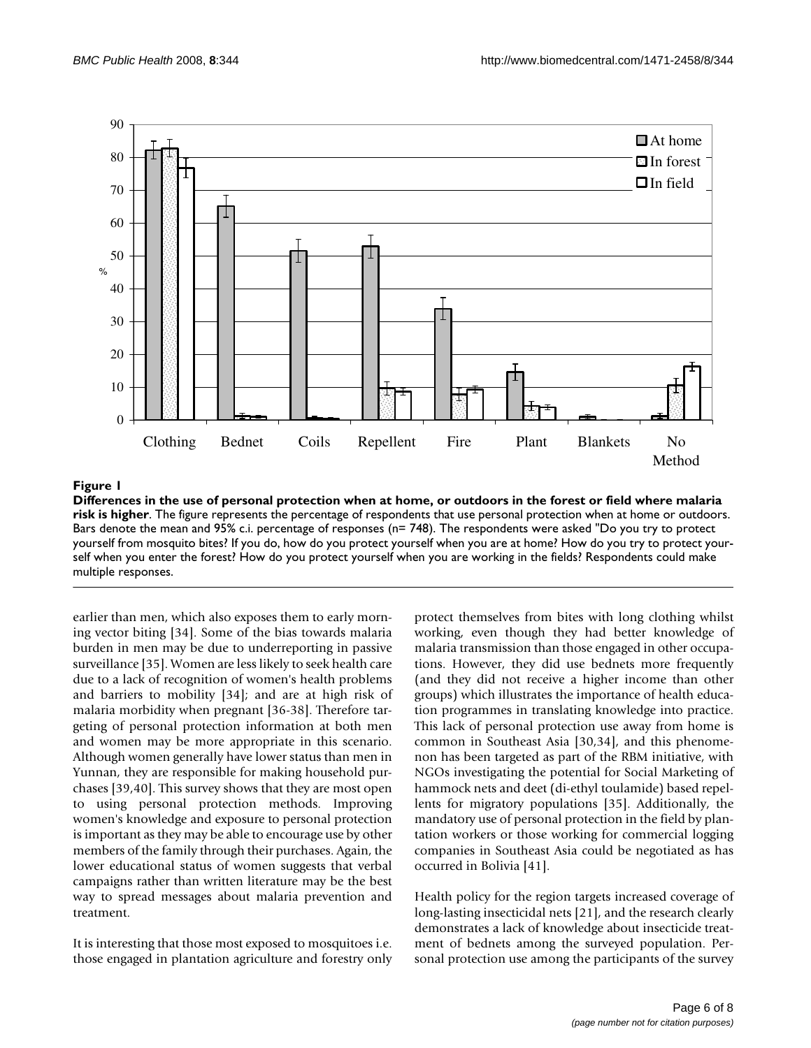**Figure 1**

**Differences in the use of personal protection when at home, or outdoors in the forest or field where malaria risk is higher**. The figure represents the percentage of respondents that use personal protection when at home or outdoors. Bars denote the mean and 95% c.i. percentage of responses (n= 748). The respondents were asked "Do you try to protect yourself from mosquito bites? If you do, how do you protect yourself when you are at home? How do you try to protect yourself when you enter the forest? How do you protect yourself when you are working in the fields? Respondents could make multiple responses.

earlier than men, which also exposes them to early morning vector biting [34]. Some of the bias towards malaria burden in men may be due to underreporting in passive surveillance [35]. Women are less likely to seek health care due to a lack of recognition of women's health problems and barriers to mobility [34]; and are at high risk of malaria morbidity when pregnant [36-38]. Therefore targeting of personal protection information at both men and women may be more appropriate in this scenario. Although women generally have lower status than men in Yunnan, they are responsible for making household purchases [39,40]. This survey shows that they are most open to using personal protection methods. Improving women's knowledge and exposure to personal protection is important as they may be able to encourage use by other members of the family through their purchases. Again, the lower educational status of women suggests that verbal campaigns rather than written literature may be the best way to spread messages about malaria prevention and treatment.

It is interesting that those most exposed to mosquitoes i.e. those engaged in plantation agriculture and forestry only protect themselves from bites with long clothing whilst working, even though they had better knowledge of malaria transmission than those engaged in other occupations. However, they did use bednets more frequently (and they did not receive a higher income than other groups) which illustrates the importance of health education programmes in translating knowledge into practice. This lack of personal protection use away from home is common in Southeast Asia [30,34], and this phenomenon has been targeted as part of the RBM initiative, with NGOs investigating the potential for Social Marketing of hammock nets and deet (di-ethyl toulamide) based repellents for migratory populations [35]. Additionally, the mandatory use of personal protection in the field by plantation workers or those working for commercial logging companies in Southeast Asia could be negotiated as has occurred in Bolivia [41].

Health policy for the region targets increased coverage of long-lasting insecticidal nets [21], and the research clearly demonstrates a lack of knowledge about insecticide treatment of bednets among the surveyed population. Personal protection use among the participants of the survey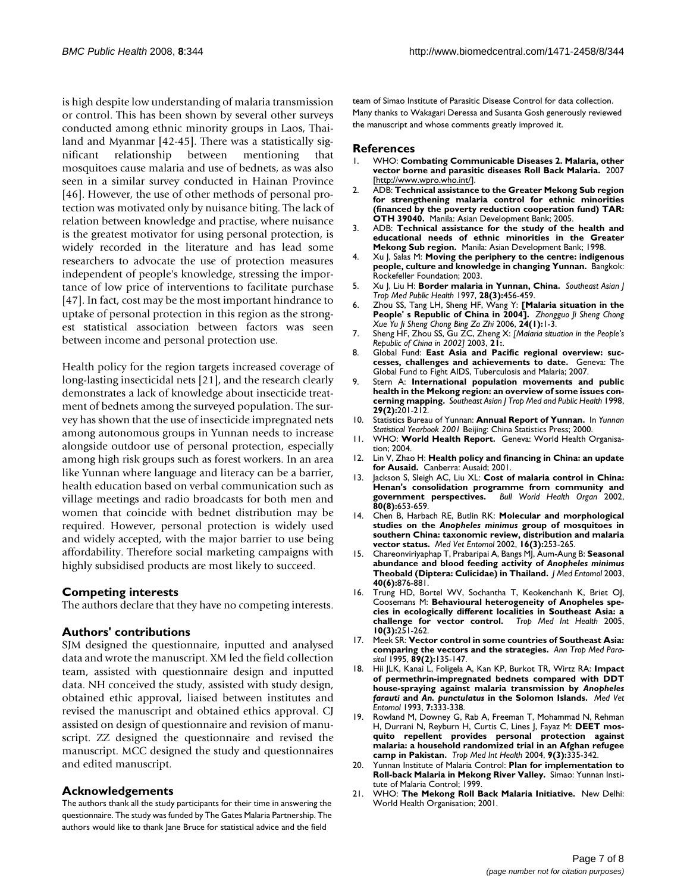is high despite low understanding of malaria transmission or control. This has been shown by several other surveys conducted among ethnic minority groups in Laos, Thailand and Myanmar [42-45]. There was a statistically significant relationship between mentioning that mosquitoes cause malaria and use of bednets, as was also seen in a similar survey conducted in Hainan Province [46]. However, the use of other methods of personal protection was motivated only by nuisance biting. The lack of relation between knowledge and practise, where nuisance is the greatest motivator for using personal protection, is widely recorded in the literature and has lead some researchers to advocate the use of protection measures independent of people's knowledge, stressing the importance of low price of interventions to facilitate purchase [47]. In fact, cost may be the most important hindrance to uptake of personal protection in this region as the strongest statistical association between factors was seen between income and personal protection use.

Health policy for the region targets increased coverage of long-lasting insecticidal nets [21], and the research clearly demonstrates a lack of knowledge about insecticide treatment of bednets among the surveyed population. The survey has shown that the use of insecticide impregnated nets among autonomous groups in Yunnan needs to increase alongside outdoor use of personal protection, especially among high risk groups such as forest workers. In an area like Yunnan where language and literacy can be a barrier, health education based on verbal communication such as village meetings and radio broadcasts for both men and women that coincide with bednet distribution may be required. However, personal protection is widely used and widely accepted, with the major barrier to use being affordability. Therefore social marketing campaigns with highly subsidised products are most likely to succeed.

## Competing interests

The authors declare that they have no competing interests.

## Authors' contributions

SJM designed the questionnaire, inputted and analysed data and wrote the manuscript. XM led the field collection team, assisted with questionnaire design and inputted data. NH conceived the study, assisted with study design, obtained ethic approval, liaised between institutes and revised the manuscript and obtained ethics approval. CJ assisted on design of questionnaire and revision of manuscript. ZZ designed the questionnaire and revised the manuscript. MCC designed the study and questionnaires and edited manuscript.

## Acknowledgements

The authors thank all the study participants for their time in answering the questionnaire. The study was funded by The Gates Malaria Partnership. The authors would like to thank Jane Bruce for statistical advice and the field team of Simao Institute of Parasitic Disease Control for data collection. Many thanks to Wakagari Deressa and Susanta Gosh generously reviewed the manuscript and whose comments greatly improved it.

## References

1. WHO: **Combating Communicable Diseases 2. Malaria, other vector borne and parasitic diseases Roll Back Malaria.** 2007 [http://www.wpro.who.int/].
2. ADB: **Technical assistance to the Greater Mekong Sub region for strengthening malaria control for ethnic minorities (financed by the poverty reduction cooperation fund) TAR: OTH 39040.** Manila: Asian Development Bank; 2005.
3. ADB: **Technical assistance for the study of the health and educational needs of ethnic minorities in the Greater Mekong Sub region.** Manila: Asian Development Bank; 1998.
4. Xu J, Salas M: **Moving the periphery to the centre: indigenous people, culture and knowledge in changing Yunnan.** Bangkok: Rockefeller Foundation; 2003.
5. Xu J, Liu H: **Border malaria in Yunnan, China.** *Southeast Asian J Trop Med Public Health* 1997, **28(3):**456-459.
6. Zhou SS, Tang LH, Sheng HF, Wang Y: **[Malaria situation in the People' s Republic of China in 2004].** *Zhongguo Ji Sheng Chong Xue Yu Ji Sheng Chong Bing Za Zhi* 2006, **24(1):**1-3.
7. Sheng HF, Zhou SS, Gu ZC, Zheng X: *[Malaria situation in the People's Republic of China in 2002]* 2003, **21:**.
8. Global Fund: **East Asia and Pacific regional overview: successes, challenges and achievements to date.** Geneva: The Global Fund to Fight AIDS, Tuberculosis and Malaria; 2007.
9. Stern A: **International population movements and public health in the Mekong region: an overview of some issues concerning mapping.** *Southeast Asian J Trop Med and Public Health* 1998, **29(2):**201-212.
10. Statistics Bureau of Yunnan: **Annual Report of Yunnan.** In *Yunnan Statistical Yearbook 2001* Beijing: China Statistics Press; 2000.
11. WHO: **World Health Report.** Geneva: World Health Organisation; 2004.
12. Lin V, Zhao H: **Health policy and financing in China: an update for Ausaid.** Canberra: Ausaid; 2001.
13. Jackson S, Sleigh AC, Liu XL: **Cost of malaria control in China: Henan's consolidation programme from community and government perspectives.** *Bull World Health Organ* 2002, **80(8):**653-659.
14. Chen B, Harbach RE, Butlin RK: **Molecular and morphological studies on the *Anopheles minimus* group of mosquitoes in southern China: taxonomic review, distribution and malaria vector status.** *Med Vet Entomol* 2002, **16(3):**253-265.
15. Chareonviriyaphap T, Prabaripai A, Bangs MJ, Aum-Aung B: **Seasonal abundance and blood feeding activity of *Anopheles minimus* Theobald (Diptera: Culicidae) in Thailand.** *J Med Entomol* 2003, **40(6):**876-881.
16. Trung HD, Bortel WV, Sochantha T, Keokenchanh K, Briet OJ, Coosemans M: **Behavioural heterogeneity of Anopheles species in ecologically different localities in Southeast Asia: a challenge for vector control.** *Trop Med Int Health* 2005, **10(3):**251-262.
17. Meek SR: **Vector control in some countries of Southeast Asia: comparing the vectors and the strategies.** *Ann Trop Med Parasitol* 1995, **89(2):**135-147.
18. Hii JLK, Kanai L, Foligela A, Kan KP, Burkot TR, Wirtz RA: **Impact of permethrin-impregnated bednets compared with DDT house-spraying against malaria transmission by *Anopheles farauti* and *An. punctulatus* in the Solomon Islands.** *Med Vet Entomol* 1993, **7:**333-338.
19. Rowland M, Downey G, Rab A, Freeman T, Mohammad N, Rehman H, Durrani N, Reyburn H, Curtis C, Lines J, Fayaz M: **DEET mosquito repellent provides personal protection against malaria: a household randomized trial in an Afghan refugee camp in Pakistan.** *Trop Med Int Health* 2004, **9(3):**335-342.
20. Yunnan Institute of Malaria Control: **Plan for implementation to Roll-back Malaria in Mekong River Valley.** Simao: Yunnan Institute of Malaria Control; 1999.
21. WHO: **The Mekong Roll Back Malaria Initiative.** New Delhi: World Health Organisation; 2001.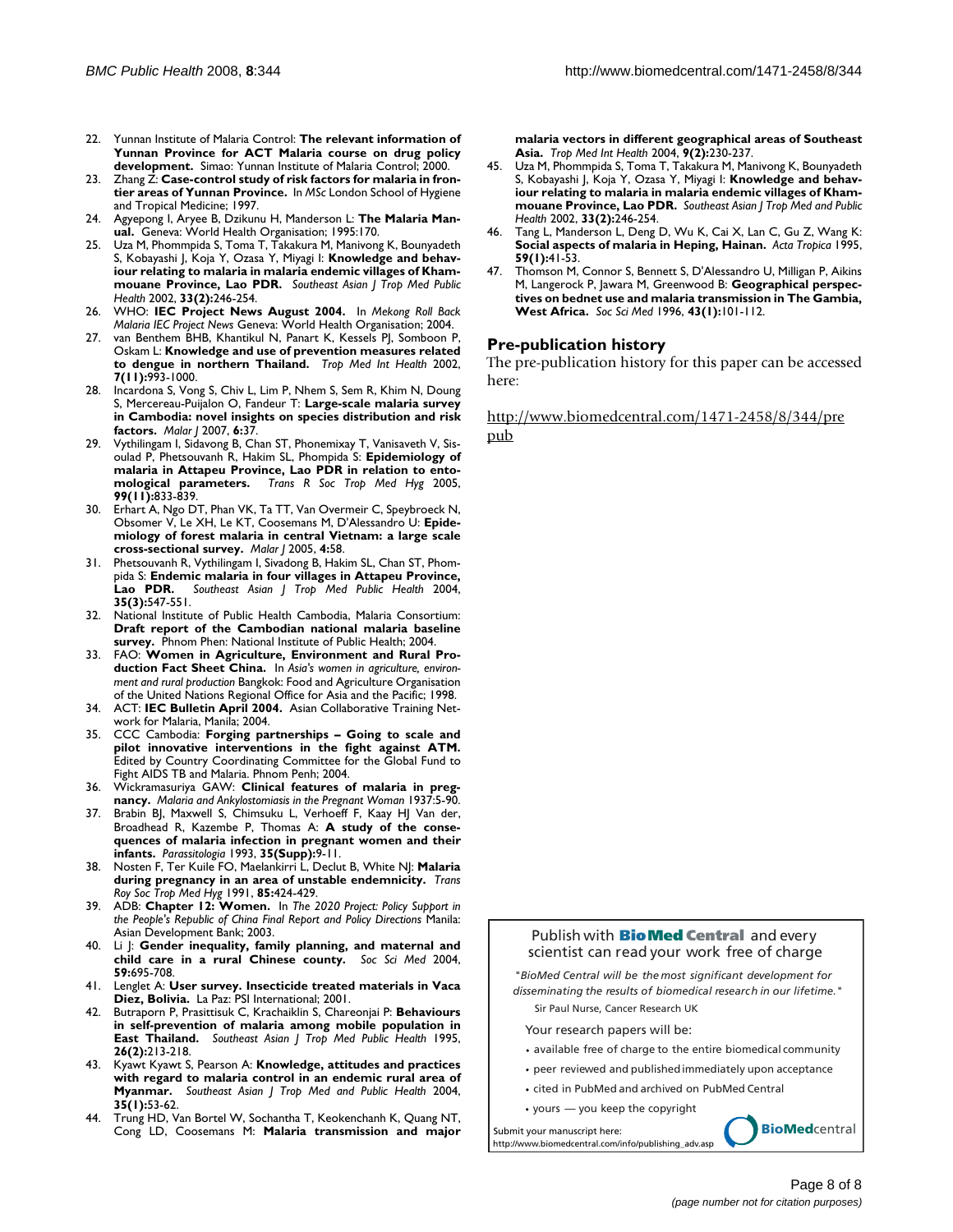22. Yunnan Institute of Malaria Control: **The relevant information of Yunnan Province for ACT Malaria course on drug policy development.** Simao: Yunnan Institute of Malaria Control; 2000.
23. Zhang Z: **Case-control study of risk factors for malaria in frontier areas of Yunnan Province.** In *MSc* London School of Hygiene and Tropical Medicine; 1997.
24. Agyepong I, Aryee B, Dzikunu H, Manderson L: **The Malaria Manual.** Geneva: World Health Organisation; 1995:170.
25. Uza M, Phommpida S, Toma T, Takakura M, Manivong K, Bounyadeth S, Kobayashi J, Koja Y, Ozasa Y, Miyagi I: **Knowledge and behaviour relating to malaria in malaria endemic villages of Khammouane Province, Lao PDR.** *Southeast Asian J Trop Med Public Health* 2002, **33(2):**246-254.
26. WHO: **IEC Project News August 2004.** In *Mekong Roll Back Malaria IEC Project News* Geneva: World Health Organisation; 2004.
27. van Benthem BHB, Khantikul N, Panart K, Kessels PJ, Somboon P, Oskam L: **Knowledge and use of prevention measures related to dengue in northern Thailand.** *Trop Med Int Health* 2002, **7(11):**993-1000.
28. Incardona S, Vong S, Chiv L, Lim P, Nhem S, Sem R, Khim N, Doung S, Mercereau-Puijalon O, Fandeur T: **Large-scale malaria survey in Cambodia: novel insights on species distribution and risk factors.** *Malar J* 2007, **6:**37.
29. Vythilingam I, Sidavong B, Chan ST, Phonemixay T, Vanisaveth V, Sisoulad P, Phetsouvanh R, Hakim SL, Phompida S: **Epidemiology of malaria in Attapeu Province, Lao PDR in relation to entomological parameters.** *Trans R Soc Trop Med Hyg* 2005, **99(11):**833-839.
30. Erhart A, Ngo DT, Phan VK, Ta TT, Van Overmeir C, Speybroeck N, Obsomer V, Le XH, Le KT, Coosemans M, D'Alessandro U: **Epidemiology of forest malaria in central Vietnam: a large scale cross-sectional survey.** *Malar J* 2005, **4:**58.
31. Phetsouvanh R, Vythilingam I, Sivadong B, Hakim SL, Chan ST, Phompida S: **Endemic malaria in four villages in Attapeu Province, Lao PDR.** *Southeast Asian J Trop Med Public Health* 2004, **35(3):**547-551.
32. National Institute of Public Health Cambodia, Malaria Consortium: **Draft report of the Cambodian national malaria baseline survey.** Phnom Phen: National Institute of Public Health; 2004.
33. FAO: **Women in Agriculture, Environment and Rural Production Fact Sheet China.** In *Asia's women in agriculture, environment and rural production* Bangkok: Food and Agriculture Organisation of the United Nations Regional Office for Asia and the Pacific; 1998.
34. ACT: **IEC Bulletin April 2004.** Asian Collaborative Training Network for Malaria, Manila; 2004.
35. CCC Cambodia: **Forging partnerships – Going to scale and pilot innovative interventions in the fight against ATM.** Edited by Country Coordinating Committee for the Global Fund to Fight AIDS TB and Malaria. Phnom Penh; 2004.
36. Wickramasuriya GAW: **Clinical features of malaria in pregnancy.** *Malaria and Ankylostomiasis in the Pregnant Woman* 1937:5-90.
37. Brabin BJ, Maxwell S, Chimsuku L, Verhoeff F, Kaay HJ Van der, Broadhead R, Kazembe P, Thomas A: **A study of the consequences of malaria infection in pregnant women and their infants.** *Parassitologia* 1993, **35(Supp):**9-11.
38. Nosten F, Ter Kuile FO, Maelankirri L, Declut B, White NJ: **Malaria during pregnancy in an area of unstable endemnicity.** *Trans Roy Soc Trop Med Hyg* 1991, **85:**424-429.
39. ADB: **Chapter 12: Women.** In *The 2020 Project: Policy Support in the People's Republic of China Final Report and Policy Directions* Manila: Asian Development Bank; 2003.
40. Li J: **Gender inequality, family planning, and maternal and child care in a rural Chinese county.** *Soc Sci Med* 2004, **59:**695-708.
41. Lenglet A: **User survey. Insecticide treated materials in Vaca Diez, Bolivia.** La Paz: PSI International; 2001.
42. Butraporn P, Prasittisuk C, Krachaiklin S, Chareonjai P: **Behaviours in self-prevention of malaria among mobile population in East Thailand.** *Southeast Asian J Trop Med Public Health* 1995, **26(2):**213-218.
43. Kyawt Kyawt S, Pearson A: **Knowledge, attitudes and practices with regard to malaria control in an endemic rural area of Myanmar.** *Southeast Asian J Trop Med and Public Health* 2004, **35(1):**53-62.
44. Trung HD, Van Bortel W, Sochantha T, Keokenchanh K, Quang NT, Cong LD, Coosemans M: **Malaria transmission and major malaria vectors in different geographical areas of Southeast Asia.** *Trop Med Int Health* 2004, **9(2):**230-237.
45. Uza M, Phommpida S, Toma T, Takakura M, Manivong K, Bounyadeth S, Kobayashi J, Koja Y, Ozasa Y, Miyagi I: **Knowledge and behaviour relating to malaria in malaria endemic villages of Khammouane Province, Lao PDR.** *Southeast Asian J Trop Med and Public Health* 2002, **33(2):**246-254.
46. Tang L, Manderson L, Deng D, Wu K, Cai X, Lan C, Gu Z, Wang K: **Social aspects of malaria in Heping, Hainan.** *Acta Tropica* 1995, **59(1):**41-53.
47. Thomson M, Connor S, Bennett S, D'Alessandro U, Milligan P, Aikins M, Langerock P, Jawara M, Greenwood B: **Geographical perspectives on bednet use and malaria transmission in The Gambia, West Africa.** *Soc Sci Med* 1996, **43(1):**101-112.

## Pre-publication history

The pre-publication history for this paper can be accessed here:

http://www.biomedcentral.com/1471-2458/8/344/prepub

Publish with **BioMed Central** and every scientist can read your work free of charge

*"BioMed Central will be the most significant development for disseminating the results of biomedical research in our lifetime."*

Sir Paul Nurse, Cancer Research UK

Your research papers will be:

- available free of charge to the entire biomedical community
- peer reviewed and published immediately upon acceptance
- cited in PubMed and archived on PubMed Central
- yours — you keep the copyright

Submit your manuscript here:
http://www.biomedcentral.com/info/publishing_adv.asp

**BioMed**central